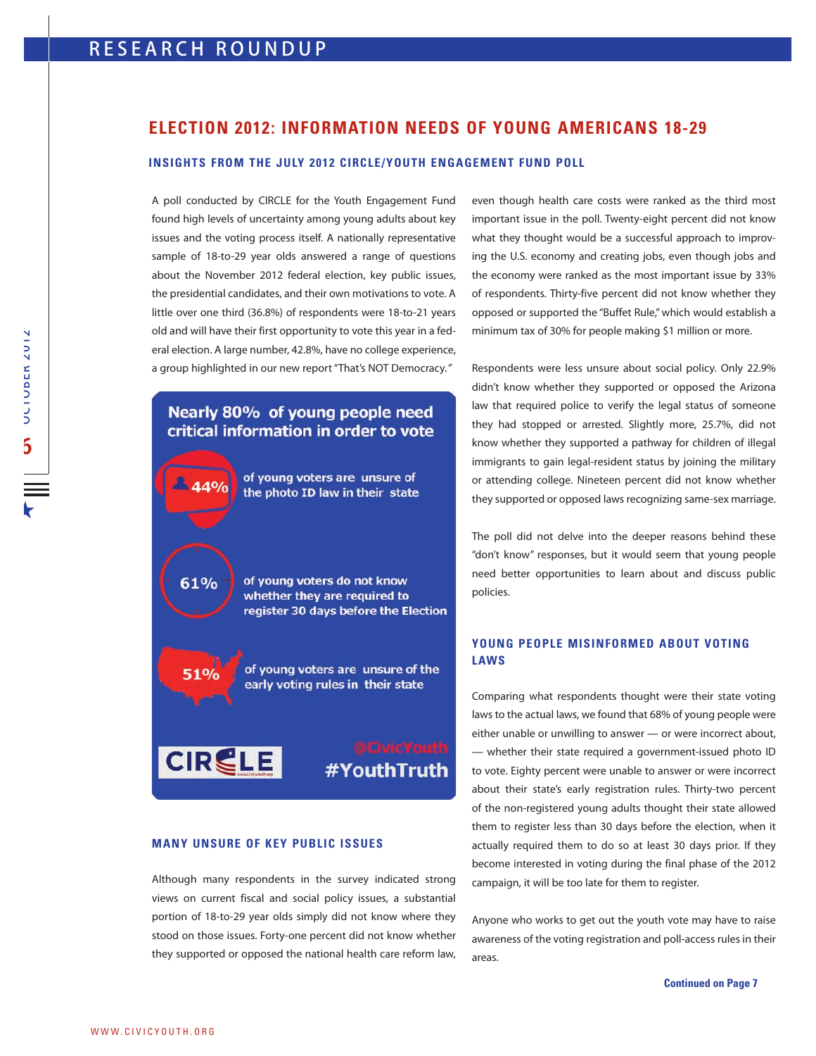## ELECTION 2012: INFORMATION NEEDS OF YOUNG AMERICANS 18-29

### INSIGHTS FROM THE JULY 2012 CIRCLE/YOUTH ENGAGEMENT FUND POLL

A poll conducted by CIRCLE for the Youth Engagement Fund found high levels of uncertainty among young adults about key issues and the voting process itself. A nationally representative sample of 18-to-29 year olds answered a range of questions about the November 2012 federal election, key public issues, the presidential candidates, and their own motivations to vote. A little over one third (36.8%) of respondents were 18-to-21 years old and will have their first opportunity to vote this year in a federal election. A large number, 42.8%, have no college experience, a group highlighted in our new report "That's NOT Democracy."

**Nearly 80% of young people need critical information in order to vote**

- **44%** of young voters are unsure of the photo ID law in their state
- **61%** of young voters do not know whether they are required to register 30 days before the Election
- **51%** of young voters are unsure of the early voting rules in their state

CIRCLE

@CivicYouth #YouthTruth

### MANY UNSURE OF KEY PUBLIC ISSUES

Although many respondents in the survey indicated strong views on current fiscal and social policy issues, a substantial portion of 18-to-29 year olds simply did not know where they stood on those issues. Forty-one percent did not know whether they supported or opposed the national health care reform law, even though health care costs were ranked as the third most important issue in the poll. Twenty-eight percent did not know what they thought would be a successful approach to improving the U.S. economy and creating jobs, even though jobs and the economy were ranked as the most important issue by 33% of respondents. Thirty-five percent did not know whether they opposed or supported the "Buffet Rule," which would establish a minimum tax of 30% for people making $1 million or more.

Respondents were less unsure about social policy. Only 22.9% didn't know whether they supported or opposed the Arizona law that required police to verify the legal status of someone they had stopped or arrested. Slightly more, 25.7%, did not know whether they supported a pathway for children of illegal immigrants to gain legal-resident status by joining the military or attending college. Nineteen percent did not know whether they supported or opposed laws recognizing same-sex marriage.

The poll did not delve into the deeper reasons behind these "don't know" responses, but it would seem that young people need better opportunities to learn about and discuss public policies.

### YOUNG PEOPLE MISINFORMED ABOUT VOTING LAWS

Comparing what respondents thought were their state voting laws to the actual laws, we found that 68% of young people were either unable or unwilling to answer — or were incorrect about, — whether their state required a government-issued photo ID to vote. Eighty percent were unable to answer or were incorrect about their state's early registration rules. Thirty-two percent of the non-registered young adults thought their state allowed them to register less than 30 days before the election, when it actually required them to do so at least 30 days prior. If they become interested in voting during the final phase of the 2012 campaign, it will be too late for them to register.

Anyone who works to get out the youth vote may have to raise awareness of the voting registration and poll-access rules in their areas.

**Continued on Page 7**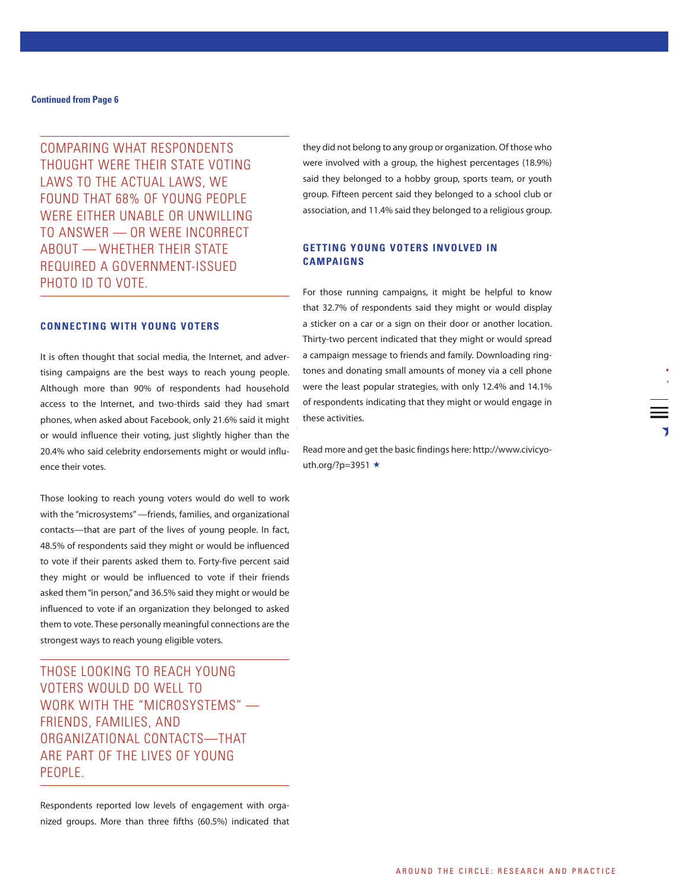Continued from Page 6

> COMPARING WHAT RESPONDENTS THOUGHT WERE THEIR STATE VOTING LAWS TO THE ACTUAL LAWS, WE FOUND THAT 68% OF YOUNG PEOPLE WERE EITHER UNABLE OR UNWILLING TO ANSWER — OR WERE INCORRECT ABOUT — WHETHER THEIR STATE REQUIRED A GOVERNMENT-ISSUED PHOTO ID TO VOTE.

### CONNECTING WITH YOUNG VOTERS

It is often thought that social media, the Internet, and advertising campaigns are the best ways to reach young people. Although more than 90% of respondents had household access to the Internet, and two-thirds said they had smart phones, when asked about Facebook, only 21.6% said it might or would influence their voting, just slightly higher than the 20.4% who said celebrity endorsements might or would influence their votes.

Those looking to reach young voters would do well to work with the "microsystems" —friends, families, and organizational contacts—that are part of the lives of young people. In fact, 48.5% of respondents said they might or would be influenced to vote if their parents asked them to. Forty-five percent said they might or would be influenced to vote if their friends asked them "in person," and 36.5% said they might or would be influenced to vote if an organization they belonged to asked them to vote. These personally meaningful connections are the strongest ways to reach young eligible voters.

> THOSE LOOKING TO REACH YOUNG VOTERS WOULD DO WELL TO WORK WITH THE "MICROSYSTEMS" — FRIENDS, FAMILIES, AND ORGANIZATIONAL CONTACTS—THAT ARE PART OF THE LIVES OF YOUNG PEOPLE.

Respondents reported low levels of engagement with organized groups. More than three fifths (60.5%) indicated that they did not belong to any group or organization. Of those who were involved with a group, the highest percentages (18.9%) said they belonged to a hobby group, sports team, or youth group. Fifteen percent said they belonged to a school club or association, and 11.4% said they belonged to a religious group.

### GETTING YOUNG VOTERS INVOLVED IN CAMPAIGNS

For those running campaigns, it might be helpful to know that 32.7% of respondents said they might or would display a sticker on a car or a sign on their door or another location. Thirty-two percent indicated that they might or would spread a campaign message to friends and family. Downloading ringtones and donating small amounts of money via a cell phone were the least popular strategies, with only 12.4% and 14.1% of respondents indicating that they might or would engage in these activities.

Read more and get the basic findings here: http://www.civicyouth.org/?p=3951 ★